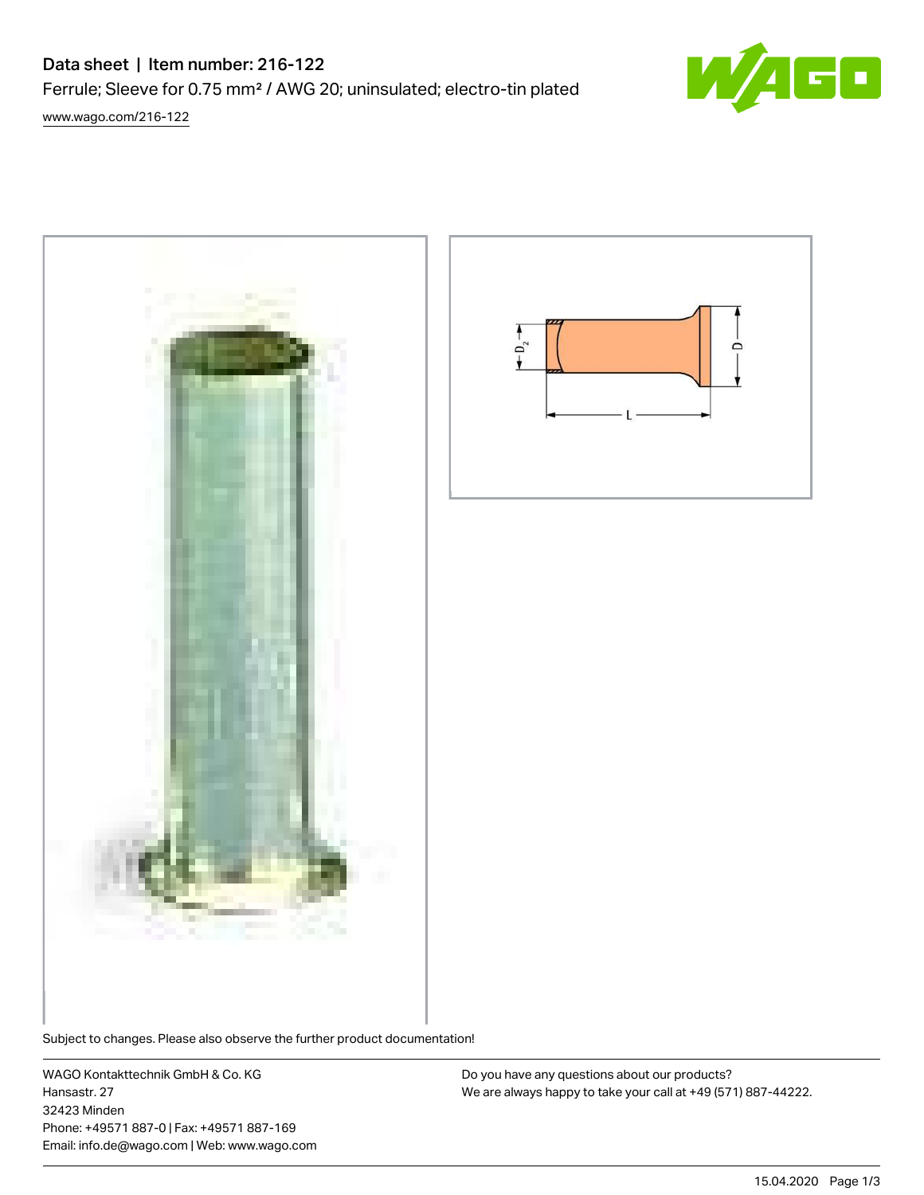# Data sheet | Item number: 216-122

Ferrule; Sleeve for 0.75 mm² / AWG 20; uninsulated; electro-tin plated

www.wago.com/216-122

Subject to changes. Please also observe the further product documentation!

WAGO Kontakttechnik GmbH & Co. KG
Hansastr. 27
32423 Minden
Phone: +49571 887-0 | Fax: +49571 887-169
Email: info.de@wago.com | Web: www.wago.com

Do you have any questions about our products?
We are always happy to take your call at +49 (571) 887-44222.

15.04.2020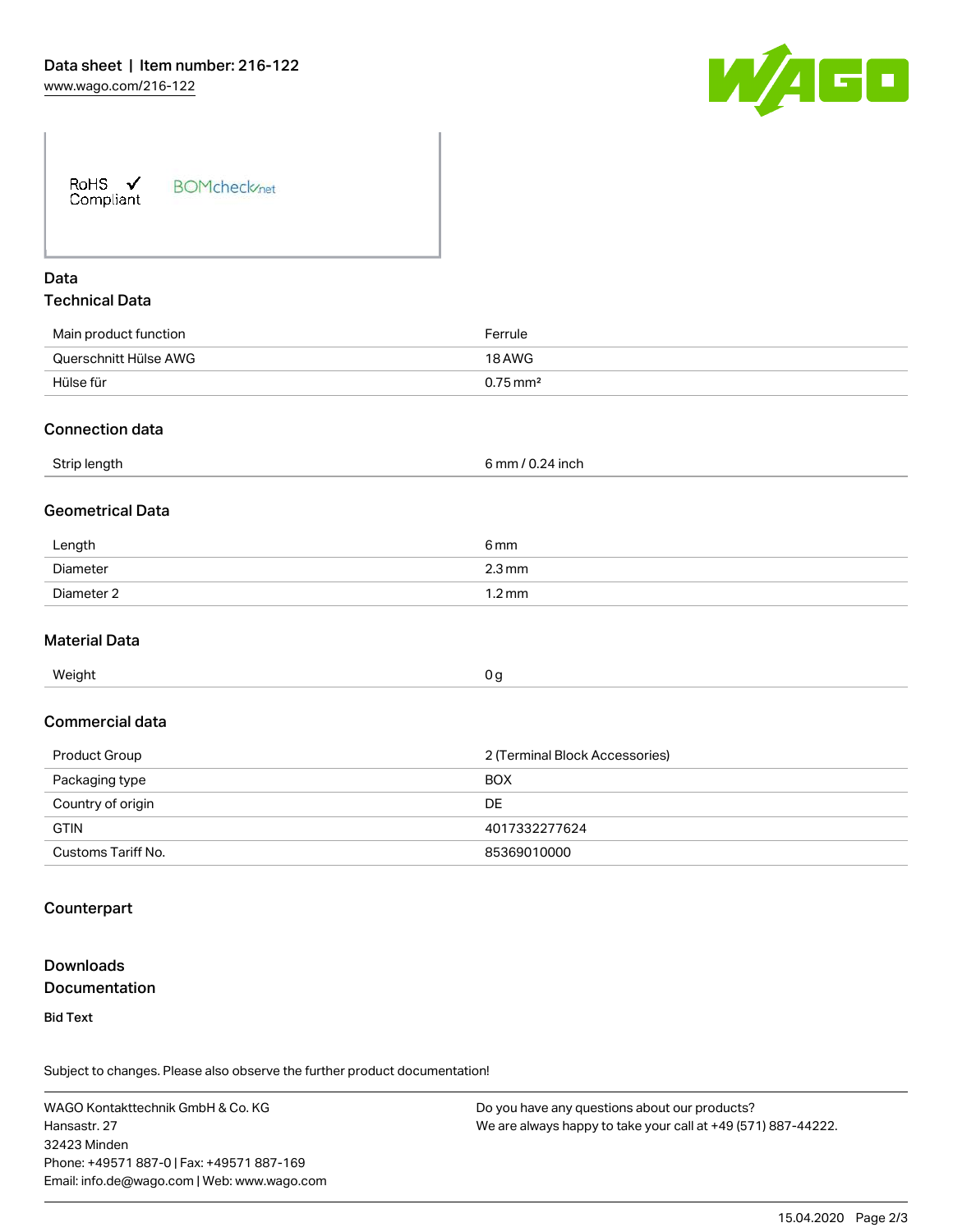RoHS ✓ Compliant BOMcheck.net

## Data

### Technical Data

| | |
|---|---|
| Main product function | Ferrule |
| Querschnitt Hülse AWG | 18 AWG |
| Hülse für | 0.75 mm² |

### Connection data

| | |
|---|---|
| Strip length | 6 mm / 0.24 inch |

### Geometrical Data

| | |
|---|---|
| Length | 6 mm |
| Diameter | 2.3 mm |
| Diameter 2 | 1.2 mm |

### Material Data

| | |
|---|---|
| Weight | 0 g |

### Commercial data

| | |
|---|---|
| Product Group | 2 (Terminal Block Accessories) |
| Packaging type | BOX |
| Country of origin | DE |
| GTIN | 4017332277624 |
| Customs Tariff No. | 85369010000 |

## Counterpart

## Downloads

### Documentation

**Bid Text**

Subject to changes. Please also observe the further product documentation!

WAGO Kontakttechnik GmbH & Co. KG
Hansastr. 27
32423 Minden
Phone: +49571 887-0 | Fax: +49571 887-169
Email: info.de@wago.com | Web: www.wago.com

Do you have any questions about our products?
We are always happy to take your call at +49 (571) 887-44222.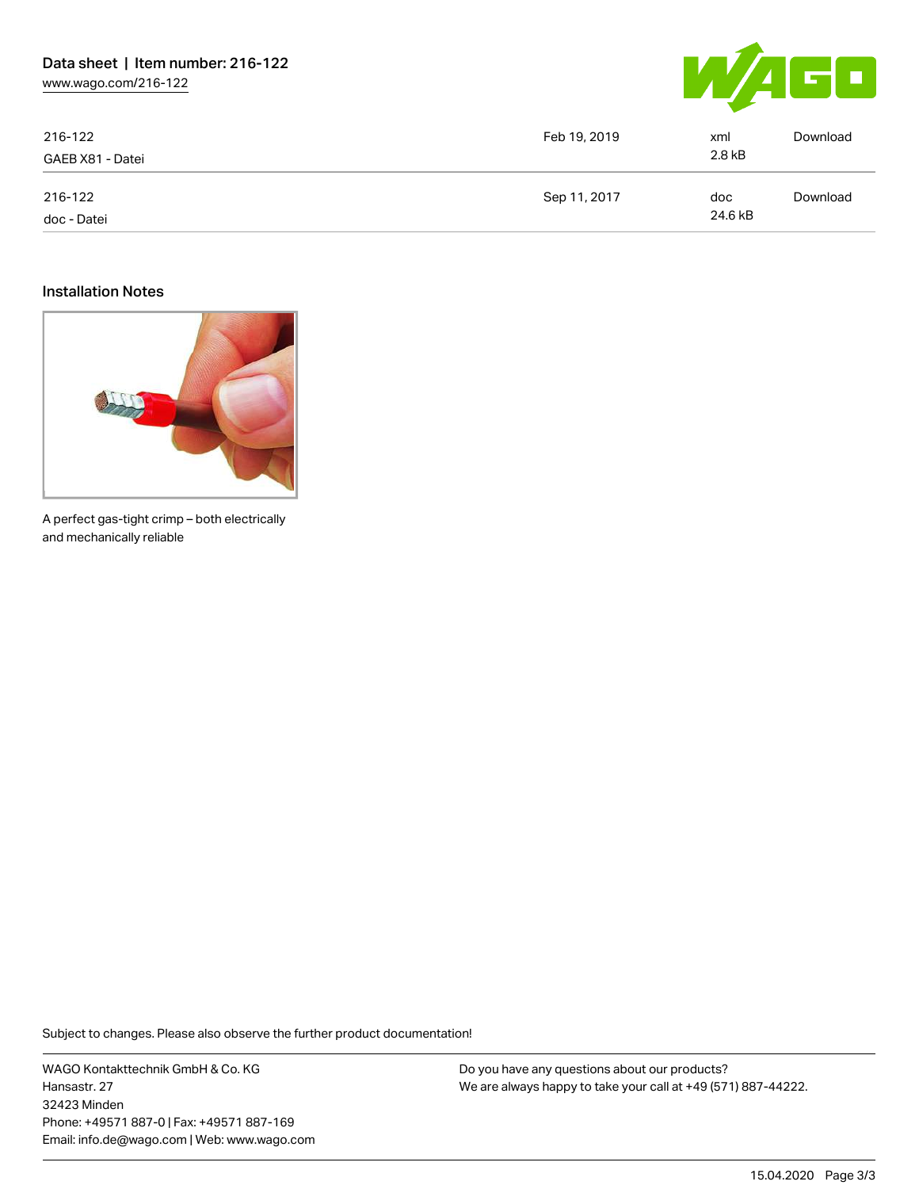| | | | |
|---|---|---|---|
| 216-122<br>GAEB X81 - Datei | Feb 19, 2019 | xml<br>2.8 kB | Download |
| 216-122<br>doc - Datei | Sep 11, 2017 | doc<br>24.6 kB | Download |

## Installation Notes

A perfect gas-tight crimp – both electrically and mechanically reliable

Subject to changes. Please also observe the further product documentation!

WAGO Kontakttechnik GmbH & Co. KG
Hansastr. 27
32423 Minden
Phone: +49571 887-0 | Fax: +49571 887-169
Email: info.de@wago.com | Web: www.wago.com

Do you have any questions about our products?
We are always happy to take your call at +49 (571) 887-44222.